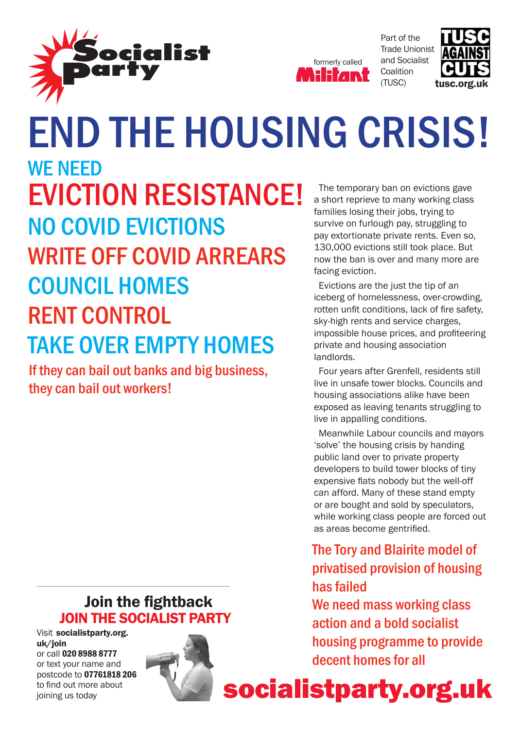Socialist Party

formerly called Militant

Part of the Trade Unionist and Socialist Coalition (TUSC)

TUSC AGAINST CUTS
tusc.org.uk

# END THE HOUSING CRISIS!

## WE NEED

## EVICTION RESISTANCE!

## NO COVID EVICTIONS

## WRITE OFF COVID ARREARS

## COUNCIL HOMES

## RENT CONTROL

## TAKE OVER EMPTY HOMES

**If they can bail out banks and big business, they can bail out workers!**

The temporary ban on evictions gave a short reprieve to many working class families losing their jobs, trying to survive on furlough pay, struggling to pay extortionate private rents. Even so, 130,000 evictions still took place. But now the ban is over and many more are facing eviction.

Evictions are the just the tip of an iceberg of homelessness, over-crowding, rotten unfit conditions, lack of fire safety, sky-high rents and service charges, impossible house prices, and profiteering private and housing association landlords.

Four years after Grenfell, residents still live in unsafe tower blocks. Councils and housing associations alike have been exposed as leaving tenants struggling to live in appalling conditions.

Meanwhile Labour councils and mayors 'solve' the housing crisis by handing public land over to private property developers to build tower blocks of tiny expensive flats nobody but the well-off can afford. Many of these stand empty or are bought and sold by speculators, while working class people are forced out as areas become gentrified.

**The Tory and Blairite model of privatised provision of housing has failed**

**We need mass working class action and a bold socialist housing programme to provide decent homes for all**

### Join the fightback
### JOIN THE SOCIALIST PARTY

Visit **socialistparty.org.uk/join**
or call **020 8988 8777**
or text your name and postcode to **07761818 206** to find out more about joining us today

**socialistparty.org.uk**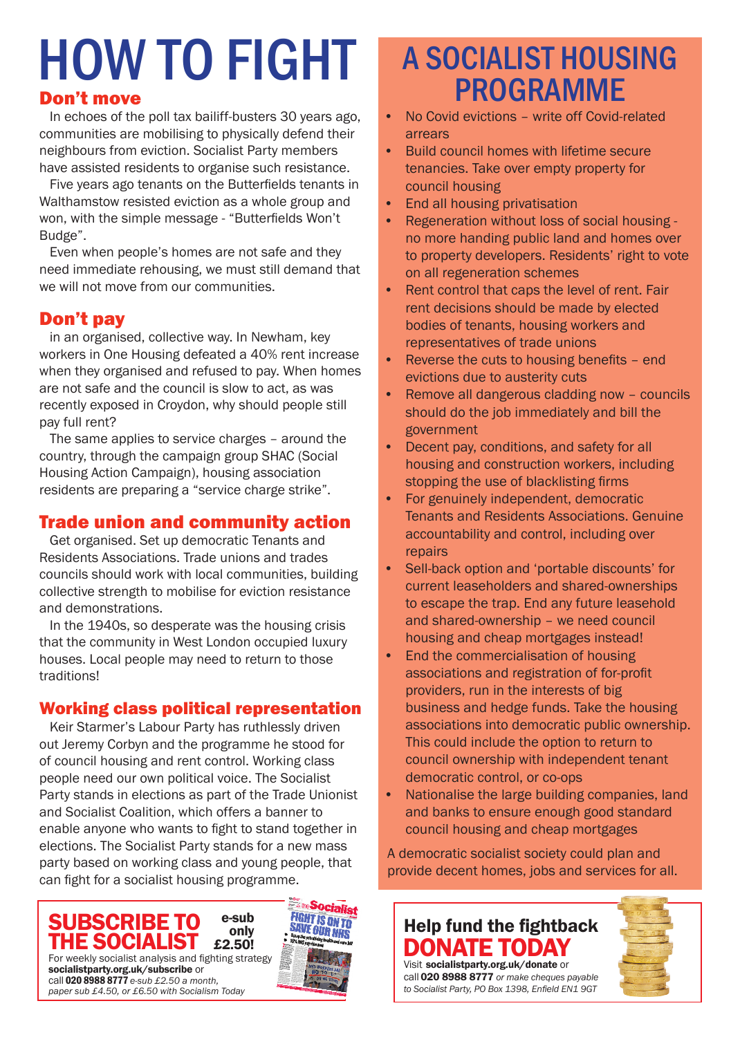# HOW TO FIGHT

## Don't move

In echoes of the poll tax bailiff-busters 30 years ago, communities are mobilising to physically defend their neighbours from eviction. Socialist Party members have assisted residents to organise such resistance.

Five years ago tenants on the Butterfields tenants in Walthamstow resisted eviction as a whole group and won, with the simple message - "Butterfields Won't Budge".

Even when people's homes are not safe and they need immediate rehousing, we must still demand that we will not move from our communities.

## Don't pay

in an organised, collective way. In Newham, key workers in One Housing defeated a 40% rent increase when they organised and refused to pay. When homes are not safe and the council is slow to act, as was recently exposed in Croydon, why should people still pay full rent?

The same applies to service charges – around the country, through the campaign group SHAC (Social Housing Action Campaign), housing association residents are preparing a "service charge strike".

## Trade union and community action

Get organised. Set up democratic Tenants and Residents Associations. Trade unions and trades councils should work with local communities, building collective strength to mobilise for eviction resistance and demonstrations.

In the 1940s, so desperate was the housing crisis that the community in West London occupied luxury houses. Local people may need to return to those traditions!

## Working class political representation

Keir Starmer's Labour Party has ruthlessly driven out Jeremy Corbyn and the programme he stood for of council housing and rent control. Working class people need our own political voice. The Socialist Party stands in elections as part of the Trade Unionist and Socialist Coalition, which offers a banner to enable anyone who wants to fight to stand together in elections. The Socialist Party stands for a new mass party based on working class and young people, that can fight for a socialist housing programme.

# A SOCIALIST HOUSING PROGRAMME

- No Covid evictions – write off Covid-related arrears
- Build council homes with lifetime secure tenancies. Take over empty property for council housing
- End all housing privatisation
- Regeneration without loss of social housing - no more handing public land and homes over to property developers. Residents' right to vote on all regeneration schemes
- Rent control that caps the level of rent. Fair rent decisions should be made by elected bodies of tenants, housing workers and representatives of trade unions
- Reverse the cuts to housing benefits – end evictions due to austerity cuts
- Remove all dangerous cladding now – councils should do the job immediately and bill the government
- Decent pay, conditions, and safety for all housing and construction workers, including stopping the use of blacklisting firms
- For genuinely independent, democratic Tenants and Residents Associations. Genuine accountability and control, including over repairs
- Sell-back option and 'portable discounts' for current leaseholders and shared-ownerships to escape the trap. End any future leasehold and shared-ownership – we need council housing and cheap mortgages instead!
- End the commercialisation of housing associations and registration of for-profit providers, run in the interests of big business and hedge funds. Take the housing associations into democratic public ownership. This could include the option to return to council ownership with independent tenant democratic control, or co-ops
- Nationalise the large building companies, land and banks to ensure enough good standard council housing and cheap mortgages

A democratic socialist society could plan and provide decent homes, jobs and services for all.

**SUBSCRIBE TO THE SOCIALIST** e-sub only £2.50!

For weekly socialist analysis and fighting strategy
**socialistparty.org.uk/subscribe** or call **020 8988 8777** *e-sub £2.50 a month, paper sub £4.50, or £6.50 with Socialism Today*

**Help fund the fightback**
**DONATE TODAY**

Visit **socialistparty.org.uk/donate** or call **020 8988 8777** *or make cheques payable to Socialist Party, PO Box 1398, Enfield EN1 9GT*